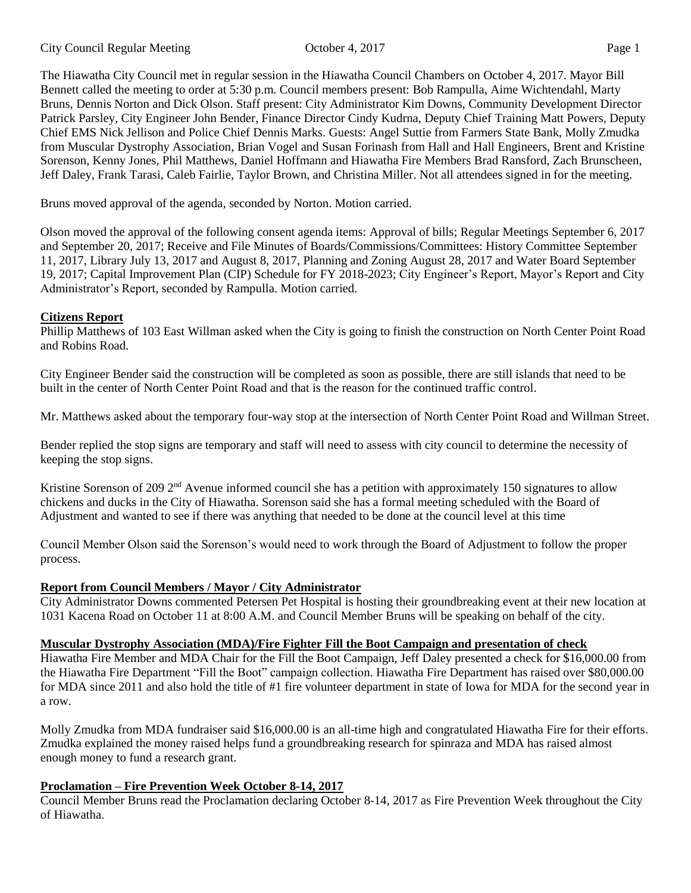The Hiawatha City Council met in regular session in the Hiawatha Council Chambers on October 4, 2017. Mayor Bill Bennett called the meeting to order at 5:30 p.m. Council members present: Bob Rampulla, Aime Wichtendahl, Marty Bruns, Dennis Norton and Dick Olson. Staff present: City Administrator Kim Downs, Community Development Director Patrick Parsley, City Engineer John Bender, Finance Director Cindy Kudrna, Deputy Chief Training Matt Powers, Deputy Chief EMS Nick Jellison and Police Chief Dennis Marks. Guests: Angel Suttie from Farmers State Bank, Molly Zmudka from Muscular Dystrophy Association, Brian Vogel and Susan Forinash from Hall and Hall Engineers, Brent and Kristine Sorenson, Kenny Jones, Phil Matthews, Daniel Hoffmann and Hiawatha Fire Members Brad Ransford, Zach Brunscheen, Jeff Daley, Frank Tarasi, Caleb Fairlie, Taylor Brown, and Christina Miller. Not all attendees signed in for the meeting.

Bruns moved approval of the agenda, seconded by Norton. Motion carried.

Olson moved the approval of the following consent agenda items: Approval of bills; Regular Meetings September 6, 2017 and September 20, 2017; Receive and File Minutes of Boards/Commissions/Committees: History Committee September 11, 2017, Library July 13, 2017 and August 8, 2017, Planning and Zoning August 28, 2017 and Water Board September 19, 2017; Capital Improvement Plan (CIP) Schedule for FY 2018-2023; City Engineer's Report, Mayor's Report and City Administrator's Report, seconded by Rampulla. Motion carried.

**Citizens Report**

Phillip Matthews of 103 East Willman asked when the City is going to finish the construction on North Center Point Road and Robins Road.

City Engineer Bender said the construction will be completed as soon as possible, there are still islands that need to be built in the center of North Center Point Road and that is the reason for the continued traffic control.

Mr. Matthews asked about the temporary four-way stop at the intersection of North Center Point Road and Willman Street.

Bender replied the stop signs are temporary and staff will need to assess with city council to determine the necessity of keeping the stop signs.

Kristine Sorenson of 209 2nd Avenue informed council she has a petition with approximately 150 signatures to allow chickens and ducks in the City of Hiawatha. Sorenson said she has a formal meeting scheduled with the Board of Adjustment and wanted to see if there was anything that needed to be done at the council level at this time

Council Member Olson said the Sorenson's would need to work through the Board of Adjustment to follow the proper process.

**Report from Council Members / Mayor / City Administrator**

City Administrator Downs commented Petersen Pet Hospital is hosting their groundbreaking event at their new location at 1031 Kacena Road on October 11 at 8:00 A.M. and Council Member Bruns will be speaking on behalf of the city.

**Muscular Dystrophy Association (MDA)/Fire Fighter Fill the Boot Campaign and presentation of check**

Hiawatha Fire Member and MDA Chair for the Fill the Boot Campaign, Jeff Daley presented a check for $16,000.00 from the Hiawatha Fire Department "Fill the Boot" campaign collection. Hiawatha Fire Department has raised over $80,000.00 for MDA since 2011 and also hold the title of #1 fire volunteer department in state of Iowa for MDA for the second year in a row.

Molly Zmudka from MDA fundraiser said $16,000.00 is an all-time high and congratulated Hiawatha Fire for their efforts. Zmudka explained the money raised helps fund a groundbreaking research for spinraza and MDA has raised almost enough money to fund a research grant.

**Proclamation – Fire Prevention Week October 8-14, 2017**

Council Member Bruns read the Proclamation declaring October 8-14, 2017 as Fire Prevention Week throughout the City of Hiawatha.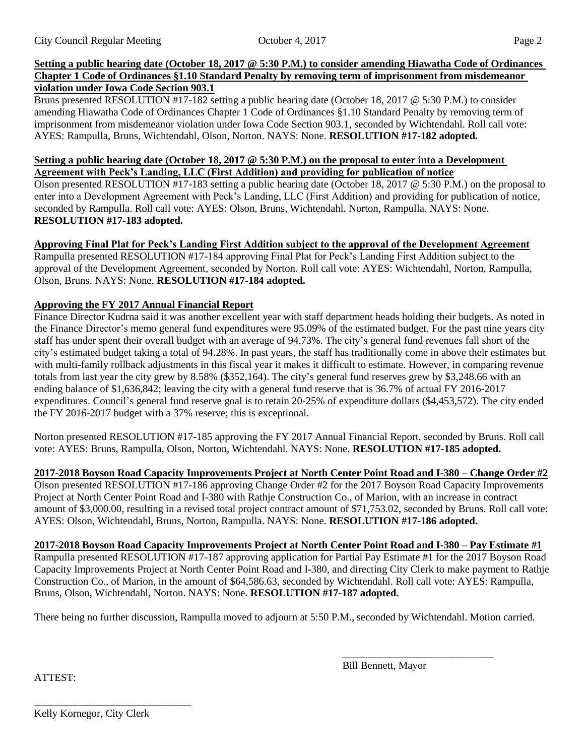**Setting a public hearing date (October 18, 2017 @ 5:30 P.M.) to consider amending Hiawatha Code of Ordinances Chapter 1 Code of Ordinances §1.10 Standard Penalty by removing term of imprisonment from misdemeanor violation under Iowa Code Section 903.1**

Bruns presented RESOLUTION #17-182 setting a public hearing date (October 18, 2017 @ 5:30 P.M.) to consider amending Hiawatha Code of Ordinances Chapter 1 Code of Ordinances §1.10 Standard Penalty by removing term of imprisonment from misdemeanor violation under Iowa Code Section 903.1, seconded by Wichtendahl. Roll call vote: AYES: Rampulla, Bruns, Wichtendahl, Olson, Norton. NAYS: None. **RESOLUTION #17-182 adopted.**

**Setting a public hearing date (October 18, 2017 @ 5:30 P.M.) on the proposal to enter into a Development Agreement with Peck's Landing, LLC (First Addition) and providing for publication of notice**

Olson presented RESOLUTION #17-183 setting a public hearing date (October 18, 2017 @ 5:30 P.M.) on the proposal to enter into a Development Agreement with Peck's Landing, LLC (First Addition) and providing for publication of notice, seconded by Rampulla. Roll call vote: AYES: Olson, Bruns, Wichtendahl, Norton, Rampulla. NAYS: None. **RESOLUTION #17-183 adopted.**

**Approving Final Plat for Peck's Landing First Addition subject to the approval of the Development Agreement**

Rampulla presented RESOLUTION #17-184 approving Final Plat for Peck's Landing First Addition subject to the approval of the Development Agreement, seconded by Norton. Roll call vote: AYES: Wichtendahl, Norton, Rampulla, Olson, Bruns. NAYS: None. **RESOLUTION #17-184 adopted.**

**Approving the FY 2017 Annual Financial Report**

Finance Director Kudrna said it was another excellent year with staff department heads holding their budgets. As noted in the Finance Director's memo general fund expenditures were 95.09% of the estimated budget. For the past nine years city staff has under spent their overall budget with an average of 94.73%. The city's general fund revenues fall short of the city's estimated budget taking a total of 94.28%. In past years, the staff has traditionally come in above their estimates but with multi-family rollback adjustments in this fiscal year it makes it difficult to estimate. However, in comparing revenue totals from last year the city grew by 8.58% ($352,164). The city's general fund reserves grew by $3,248.66 with an ending balance of $1,636,842; leaving the city with a general fund reserve that is 36.7% of actual FY 2016-2017 expenditures. Council's general fund reserve goal is to retain 20-25% of expenditure dollars ($4,453,572). The city ended the FY 2016-2017 budget with a 37% reserve; this is exceptional.

Norton presented RESOLUTION #17-185 approving the FY 2017 Annual Financial Report, seconded by Bruns. Roll call vote: AYES: Bruns, Rampulla, Olson, Norton, Wichtendahl. NAYS: None. **RESOLUTION #17-185 adopted.**

**2017-2018 Boyson Road Capacity Improvements Project at North Center Point Road and I-380 – Change Order #2**

Olson presented RESOLUTION #17-186 approving Change Order #2 for the 2017 Boyson Road Capacity Improvements Project at North Center Point Road and I-380 with Rathje Construction Co., of Marion, with an increase in contract amount of $3,000.00, resulting in a revised total project contract amount of $71,753.02, seconded by Bruns. Roll call vote: AYES: Olson, Wichtendahl, Bruns, Norton, Rampulla. NAYS: None. **RESOLUTION #17-186 adopted.**

**2017-2018 Boyson Road Capacity Improvements Project at North Center Point Road and I-380 – Pay Estimate #1**

Rampulla presented RESOLUTION #17-187 approving application for Partial Pay Estimate #1 for the 2017 Boyson Road Capacity Improvements Project at North Center Point Road and I-380, and directing City Clerk to make payment to Rathje Construction Co., of Marion, in the amount of $64,586.63, seconded by Wichtendahl. Roll call vote: AYES: Rampulla, Bruns, Olson, Wichtendahl, Norton. NAYS: None. **RESOLUTION #17-187 adopted.**

There being no further discussion, Rampulla moved to adjourn at 5:50 P.M., seconded by Wichtendahl. Motion carried.

\_\_\_\_\_\_\_\_\_\_\_\_\_\_\_\_\_\_\_\_\_\_\_\_\_\_\_\_\_\_

Bill Bennett, Mayor

ATTEST:

\_\_\_\_\_\_\_\_\_\_\_\_\_\_\_\_\_\_\_\_\_\_\_\_\_\_\_\_\_\_

Kelly Kornegor, City Clerk